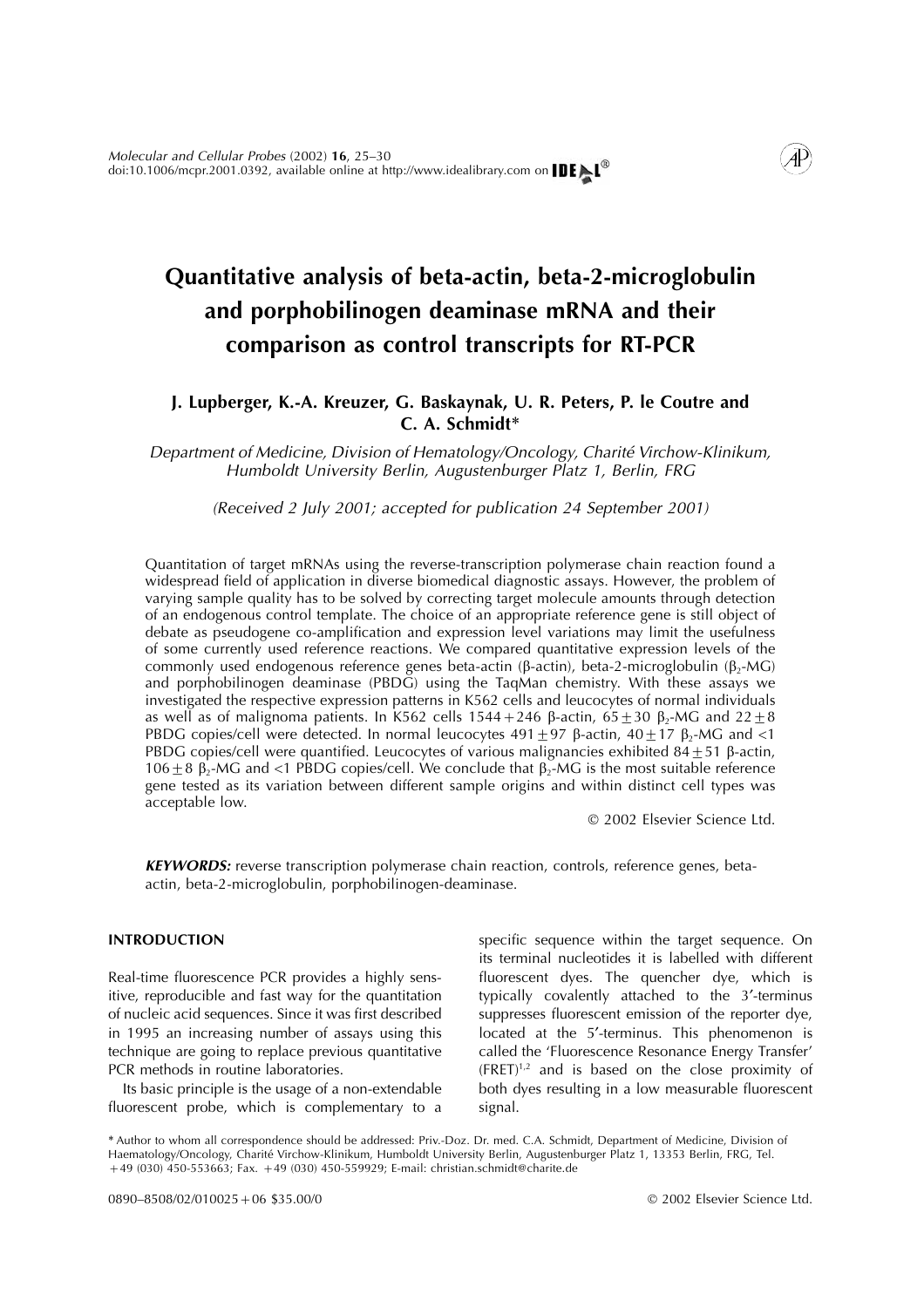# Quantitative analysis of beta-actin, beta-2-microglobulin and porphobilinogen deaminase mRNA and their comparison as control transcripts for RT-PCR

**J. Lupberger, K.-A. Kreuzer, G. Baskaynak, U. R. Peters, P. le Coutre and C. A. Schmidt***

*Department of Medicine, Division of Hematology/Oncology, Charité Virchow-Klinikum, Humboldt University Berlin, Augustenburger Platz 1, Berlin, FRG*

*(Received 2 July 2001; accepted for publication 24 September 2001)*

Quantitation of target mRNAs using the reverse-transcription polymerase chain reaction found a widespread field of application in diverse biomedical diagnostic assays. However, the problem of varying sample quality has to be solved by correcting target molecule amounts through detection of an endogenous control template. The choice of an appropriate reference gene is still object of debate as pseudogene co-amplification and expression level variations may limit the usefulness of some currently used reference reactions. We compared quantitative expression levels of the commonly used endogenous reference genes beta-actin (β-actin), beta-2-microglobulin ($\beta_2$-MG) and porphobilinogen deaminase (PBDG) using the TaqMan chemistry. With these assays we investigated the respective expression patterns in K562 cells and leucocytes of normal individuals as well as of malignoma patients. In K562 cells $1544 + 246$ β-actin, $65 \pm 30$ $\beta_2$-MG and $22 \pm 8$ PBDG copies/cell were detected. In normal leucocytes $491 \pm 97$ β-actin, $40 \pm 17$ $\beta_2$-MG and <1 PBDG copies/cell were quantified. Leucocytes of various malignancies exhibited $84 \pm 51$ β-actin, $106 \pm 8$ $\beta_2$-MG and <1 PBDG copies/cell. We conclude that $\beta_2$-MG is the most suitable reference gene tested as its variation between different sample origins and within distinct cell types was acceptable low.

© 2002 Elsevier Science Ltd.

***KEYWORDS:*** reverse transcription polymerase chain reaction, controls, reference genes, beta-actin, beta-2-microglobulin, porphobilinogen-deaminase.

## INTRODUCTION

Real-time fluorescence PCR provides a highly sensitive, reproducible and fast way for the quantitation of nucleic acid sequences. Since it was first described in 1995 an increasing number of assays using this technique are going to replace previous quantitative PCR methods in routine laboratories.

Its basic principle is the usage of a non-extendable fluorescent probe, which is complementary to a specific sequence within the target sequence. On its terminal nucleotides it is labelled with different fluorescent dyes. The quencher dye, which is typically covalently attached to the 3′-terminus suppresses fluorescent emission of the reporter dye, located at the 5′-terminus. This phenomenon is called the 'Fluorescence Resonance Energy Transfer' (FRET)[1,2] and is based on the close proximity of both dyes resulting in a low measurable fluorescent signal.

\* Author to whom all correspondence should be addressed: Priv.-Doz. Dr. med. C.A. Schmidt, Department of Medicine, Division of Haematology/Oncology, Charité Virchow-Klinikum, Humboldt University Berlin, Augustenburger Platz 1, 13353 Berlin, FRG, Tel. +49 (030) 450-553663; Fax. +49 (030) 450-559929; E-mail: christian.schmidt@charite.de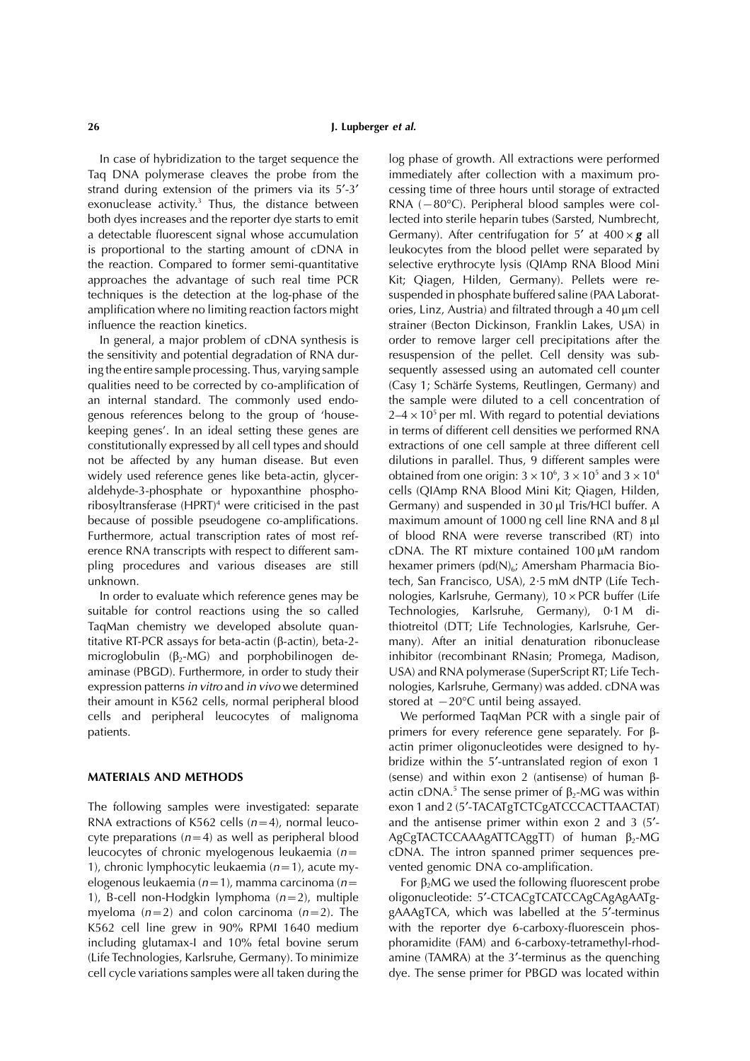In case of hybridization to the target sequence the Taq DNA polymerase cleaves the probe from the strand during extension of the primers via its 5′-3′ exonuclease activity.[3] Thus, the distance between both dyes increases and the reporter dye starts to emit a detectable fluorescent signal whose accumulation is proportional to the starting amount of cDNA in the reaction. Compared to former semi-quantitative approaches the advantage of such real time PCR techniques is the detection at the log-phase of the amplification where no limiting reaction factors might influence the reaction kinetics.

In general, a major problem of cDNA synthesis is the sensitivity and potential degradation of RNA during the entire sample processing. Thus, varying sample qualities need to be corrected by co-amplification of an internal standard. The commonly used endogenous references belong to the group of 'housekeeping genes'. In an ideal setting these genes are constitutionally expressed by all cell types and should not be affected by any human disease. But even widely used reference genes like beta-actin, glyceraldehyde-3-phosphate or hypoxanthine phosphoribosyltransferase (HPRT)[4] were criticised in the past because of possible pseudogene co-amplifications. Furthermore, actual transcription rates of most reference RNA transcripts with respect to different sampling procedures and various diseases are still unknown.

In order to evaluate which reference genes may be suitable for control reactions using the so called TaqMan chemistry we developed absolute quantitative RT-PCR assays for beta-actin (β-actin), beta-2-microglobulin ($\beta_2$-MG) and porphobilinogen deaminase (PBGD). Furthermore, in order to study their expression patterns *in vitro* and *in vivo* we determined their amount in K562 cells, normal peripheral blood cells and peripheral leucocytes of malignoma patients.

## MATERIALS AND METHODS

The following samples were investigated: separate RNA extractions of K562 cells ($n=4$), normal leucocyte preparations ($n=4$) as well as peripheral blood leucocytes of chronic myelogenous leukaemia ($n=1$), chronic lymphocytic leukaemia ($n=1$), acute myelogenous leukaemia ($n=1$), mamma carcinoma ($n=1$), B-cell non-Hodgkin lymphoma ($n=2$), multiple myeloma ($n=2$) and colon carcinoma ($n=2$). The K562 cell line grew in 90% RPMI 1640 medium including glutamax-I and 10% fetal bovine serum (Life Technologies, Karlsruhe, Germany). To minimize cell cycle variations samples were all taken during the log phase of growth. All extractions were performed immediately after collection with a maximum processing time of three hours until storage of extracted RNA (−80°C). Peripheral blood samples were collected into sterile heparin tubes (Sarsted, Numbrecht, Germany). After centrifugation for 5′ at $400 \times \boldsymbol{g}$ all leukocytes from the blood pellet were separated by selective erythrocyte lysis (QIAmp RNA Blood Mini Kit; Qiagen, Hilden, Germany). Pellets were resuspended in phosphate buffered saline (PAA Laboratories, Linz, Austria) and filtrated through a 40 μm cell strainer (Becton Dickinson, Franklin Lakes, USA) in order to remove larger cell precipitations after the resuspension of the pellet. Cell density was subsequently assessed using an automated cell counter (Casy 1; Schärfe Systems, Reutlingen, Germany) and the sample were diluted to a cell concentration of $2–4 \times 10^5$ per ml. With regard to potential deviations in terms of different cell densities we performed RNA extractions of one cell sample at three different cell dilutions in parallel. Thus, 9 different samples were obtained from one origin: $3 \times 10^6$, $3 \times 10^5$ and $3 \times 10^4$ cells (QIAmp RNA Blood Mini Kit; Qiagen, Hilden, Germany) and suspended in 30 μl Tris/HCl buffer. A maximum amount of 1000 ng cell line RNA and 8 μl of blood RNA were reverse transcribed (RT) into cDNA. The RT mixture contained 100 μM random hexamer primers ($pd(N)_6$; Amersham Pharmacia Biotech, San Francisco, USA), 2·5 mM dNTP (Life Technologies, Karlsruhe, Germany), $10 \times$ PCR buffer (Life Technologies, Karlsruhe, Germany), 0·1 M dithiotreitol (DTT; Life Technologies, Karlsruhe, Germany). After an initial denaturation ribonuclease inhibitor (recombinant RNasin; Promega, Madison, USA) and RNA polymerase (SuperScript RT; Life Technologies, Karlsruhe, Germany) was added. cDNA was stored at −20°C until being assayed.

We performed TaqMan PCR with a single pair of primers for every reference gene separately. For β-actin primer oligonucleotides were designed to hybridize within the 5′-untranslated region of exon 1 (sense) and within exon 2 (antisense) of human β-actin cDNA.[5] The sense primer of $\beta_2$-MG was within exon 1 and 2 (5′-TACATgTCTCgATCCCACTTAACTAT) and the antisense primer within exon 2 and 3 (5′-AgCgTACTCCAAAgATTCAggTT) of human $\beta_2$-MG cDNA. The intron spanned primer sequences prevented genomic DNA co-amplification.

For $\beta_2$MG we used the following fluorescent probe oligonucleotide: 5′-CTCACgTCATCCAgCAgAgAATggAAAgTCA, which was labelled at the 5′-terminus with the reporter dye 6-carboxy-fluorescein phosphoramidite (FAM) and 6-carboxy-tetramethyl-rhodamine (TAMRA) at the 3′-terminus as the quenching dye. The sense primer for PBGD was located within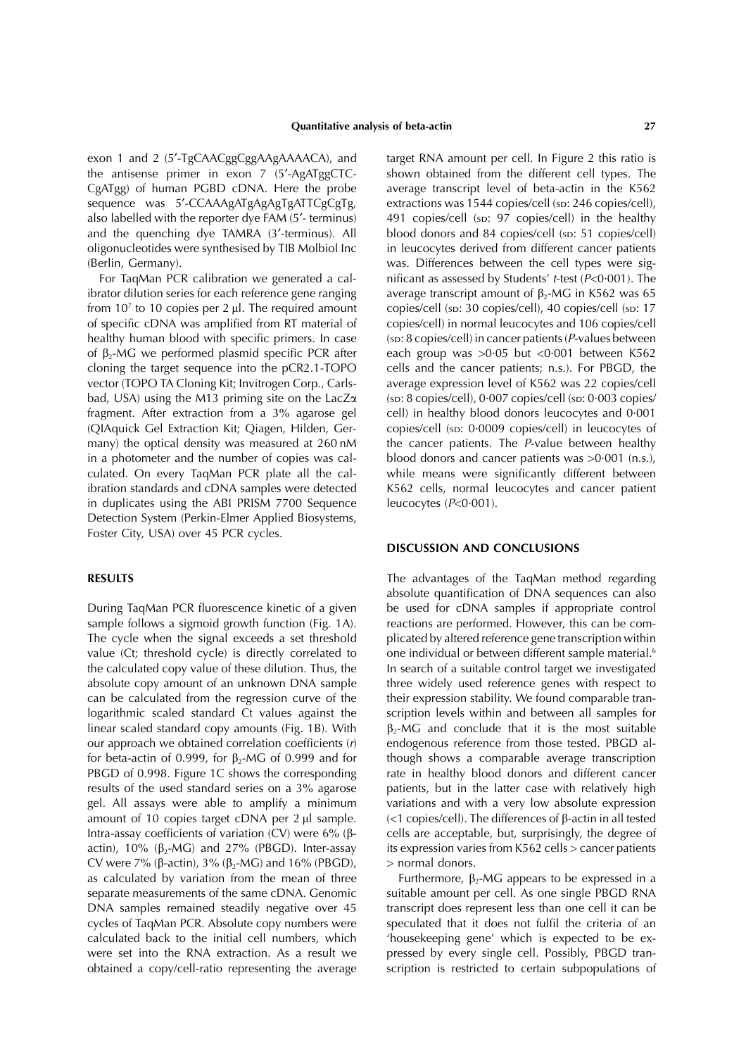exon 1 and 2 (5′-TgCAACggCggAAgAAAACA), and the antisense primer in exon 7 (5′-AgATggCTC-CgATgg) of human PGBD cDNA. Here the probe sequence was 5′-CCAAAgATgAgAgTgATTCgCgTg, also labelled with the reporter dye FAM (5′- terminus) and the quenching dye TAMRA (3′-terminus). All oligonucleotides were synthesised by TIB Molbiol Inc (Berlin, Germany).

For TaqMan PCR calibration we generated a calibrator dilution series for each reference gene ranging from $10^7$ to 10 copies per 2 µl. The required amount of specific cDNA was amplified from RT material of healthy human blood with specific primers. In case of $\beta_2$-MG we performed plasmid specific PCR after cloning the target sequence into the pCR2.1-TOPO vector (TOPO TA Cloning Kit; Invitrogen Corp., Carlsbad, USA) using the M13 priming site on the LacZ$\alpha$ fragment. After extraction from a 3% agarose gel (QIAquick Gel Extraction Kit; Qiagen, Hilden, Germany) the optical density was measured at 260 nM in a photometer and the number of copies was calculated. On every TaqMan PCR plate all the calibration standards and cDNA samples were detected in duplicates using the ABI PRISM 7700 Sequence Detection System (Perkin-Elmer Applied Biosystems, Foster City, USA) over 45 PCR cycles.

## RESULTS

During TaqMan PCR fluorescence kinetic of a given sample follows a sigmoid growth function (Fig. 1A). The cycle when the signal exceeds a set threshold value (Ct; threshold cycle) is directly correlated to the calculated copy value of these dilution. Thus, the absolute copy amount of an unknown DNA sample can be calculated from the regression curve of the logarithmic scaled standard Ct values against the linear scaled standard copy amounts (Fig. 1B). With our approach we obtained correlation coefficients ($r$) for beta-actin of 0.999, for $\beta_2$-MG of 0.999 and for PBGD of 0.998. Figure 1C shows the corresponding results of the used standard series on a 3% agarose gel. All assays were able to amplify a minimum amount of 10 copies target cDNA per 2 µl sample. Intra-assay coefficients of variation (CV) were 6% (β-actin), 10% ($\beta_2$-MG) and 27% (PBGD). Inter-assay CV were 7% (β-actin), 3% ($\beta_2$-MG) and 16% (PBGD), as calculated by variation from the mean of three separate measurements of the same cDNA. Genomic DNA samples remained steadily negative over 45 cycles of TaqMan PCR. Absolute copy numbers were calculated back to the initial cell numbers, which were set into the RNA extraction. As a result we obtained a copy/cell-ratio representing the average target RNA amount per cell. In Figure 2 this ratio is shown obtained from the different cell types. The average transcript level of beta-actin in the K562 extractions was 1544 copies/cell (SD: 246 copies/cell), 491 copies/cell (SD: 97 copies/cell) in the healthy blood donors and 84 copies/cell (SD: 51 copies/cell) in leucocytes derived from different cancer patients was. Differences between the cell types were significant as assessed by Students' $t$-test ($P<0{\cdot}001$). The average transcript amount of $\beta_2$-MG in K562 was 65 copies/cell (SD: 30 copies/cell), 40 copies/cell (SD: 17 copies/cell) in normal leucocytes and 106 copies/cell (SD: 8 copies/cell) in cancer patients ($P$-values between each group was $>0{\cdot}05$ but $<0{\cdot}001$ between K562 cells and the cancer patients; n.s.). For PBGD, the average expression level of K562 was 22 copies/cell (SD: 8 copies/cell), 0·007 copies/cell (SD: 0·003 copies/cell) in healthy blood donors leucocytes and 0·001 copies/cell (SD: 0·0009 copies/cell) in leucocytes of the cancer patients. The $P$-value between healthy blood donors and cancer patients was $>0{\cdot}001$ (n.s.), while means were significantly different between K562 cells, normal leucocytes and cancer patient leucocytes ($P<0{\cdot}001$).

## DISCUSSION AND CONCLUSIONS

The advantages of the TaqMan method regarding absolute quantification of DNA sequences can also be used for cDNA samples if appropriate control reactions are performed. However, this can be complicated by altered reference gene transcription within one individual or between different sample material.[6] In search of a suitable control target we investigated three widely used reference genes with respect to their expression stability. We found comparable transcription levels within and between all samples for $\beta_2$-MG and conclude that it is the most suitable endogenous reference from those tested. PBGD although shows a comparable average transcription rate in healthy blood donors and different cancer patients, but in the latter case with relatively high variations and with a very low absolute expression (<1 copies/cell). The differences of β-actin in all tested cells are acceptable, but, surprisingly, the degree of its expression varies from K562 cells > cancer patients > normal donors.

Furthermore, $\beta_2$-MG appears to be expressed in a suitable amount per cell. As one single PBGD RNA transcript does represent less than one cell it can be speculated that it does not fulfil the criteria of an 'housekeeping gene' which is expected to be expressed by every single cell. Possibly, PBGD transcription is restricted to certain subpopulations of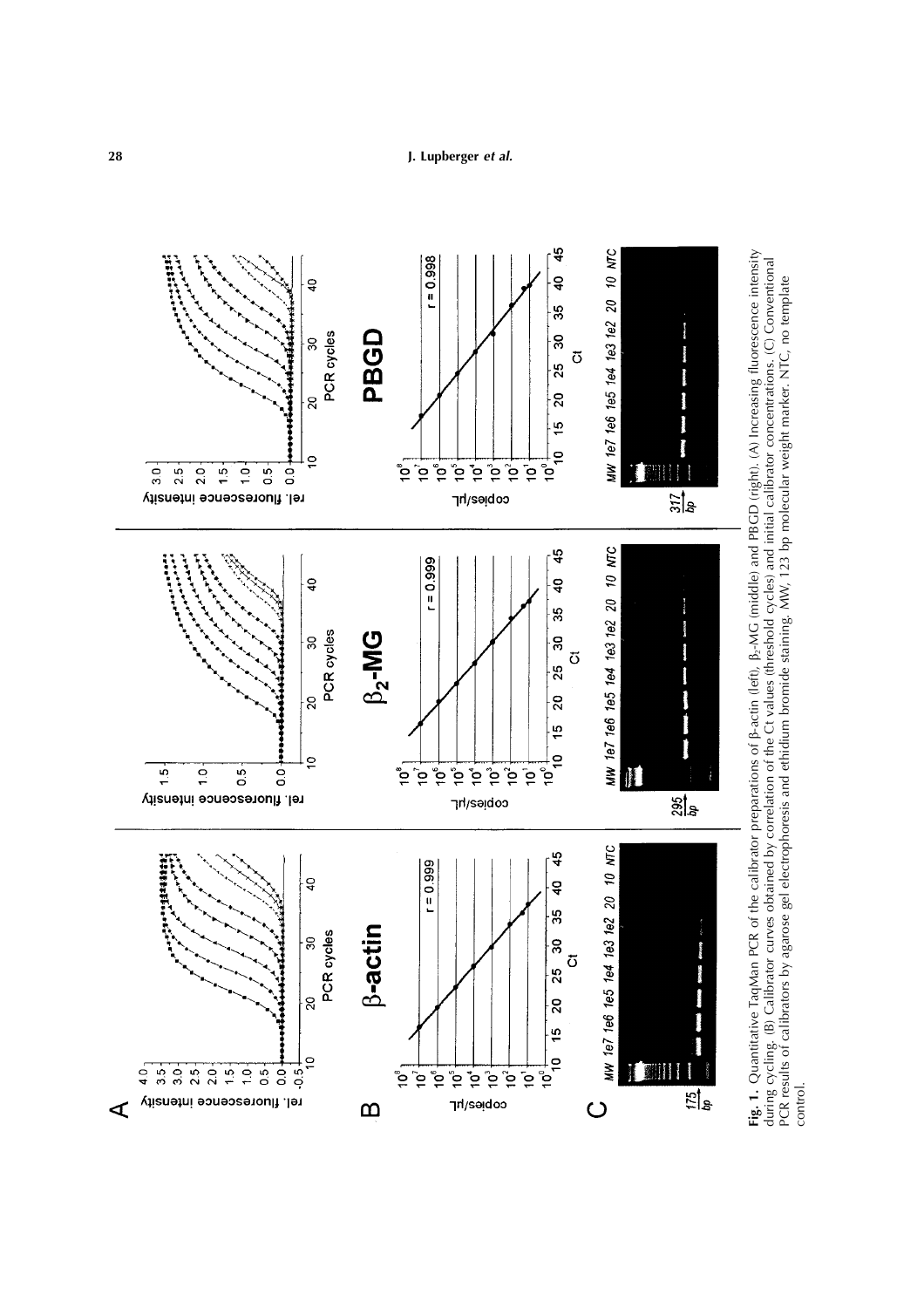**Fig. 1.** Quantitative TaqMan PCR of the calibrator preparations of β-actin (left), $\beta_2$-MG (middle) and PBGD (right). (A) Increasing fluorescence intensity during cycling. (B) Calibrator curves obtained by correlation of the Ct values (threshold cycles) and initial calibrator concentrations. (C) Conventional PCR results of calibrators by agarose gel electrophoresis and ethidium bromide staining. MW, 123 bp molecular weight marker. NTC, no template control.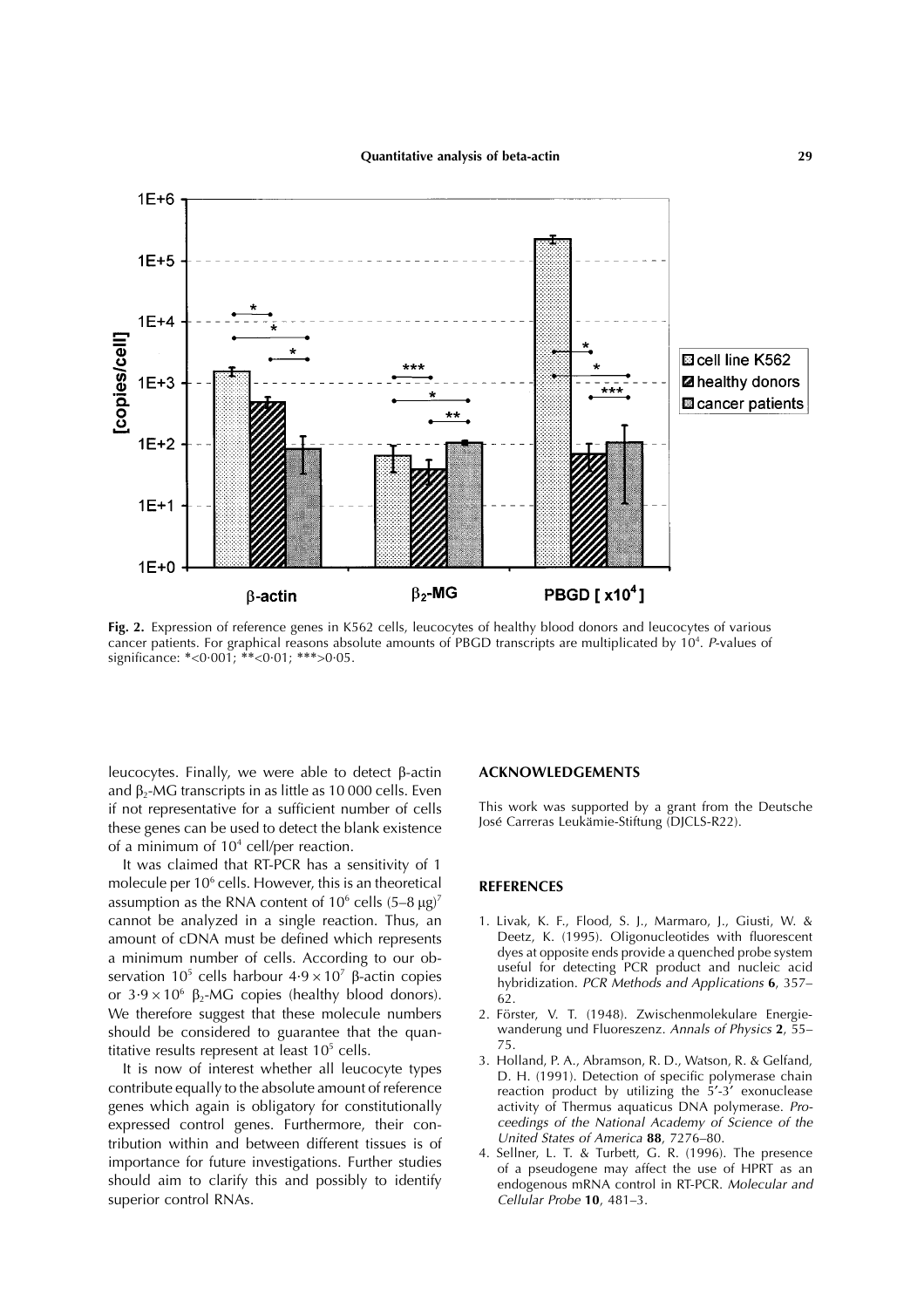Fig. 2. Expression of reference genes in K562 cells, leucocytes of healthy blood donors and leucocytes of various cancer patients. For graphical reasons absolute amounts of PBGD transcripts are multiplicated by $10^4$. *P*-values of significance: *<0·001; **<0·01; ***>0·05.

leucocytes. Finally, we were able to detect β-actin and $\beta_2$-MG transcripts in as little as 10 000 cells. Even if not representative for a sufficient number of cells these genes can be used to detect the blank existence of a minimum of $10^4$ cell/per reaction.

It was claimed that RT-PCR has a sensitivity of 1 molecule per $10^6$ cells. However, this is an theoretical assumption as the RNA content of $10^6$ cells (5–8 μg)[7] cannot be analyzed in a single reaction. Thus, an amount of cDNA must be defined which represents a minimum number of cells. According to our observation $10^5$ cells harbour $4{\cdot}9 \times 10^7$ β-actin copies or $3{\cdot}9 \times 10^6$ $\beta_2$-MG copies (healthy blood donors). We therefore suggest that these molecule numbers should be considered to guarantee that the quantitative results represent at least $10^5$ cells.

It is now of interest whether all leucocyte types contribute equally to the absolute amount of reference genes which again is obligatory for constitutionally expressed control genes. Furthermore, their contribution within and between different tissues is of importance for future investigations. Further studies should aim to clarify this and possibly to identify superior control RNAs.

## ACKNOWLEDGEMENTS

This work was supported by a grant from the Deutsche José Carreras Leukämie-Stiftung (DJCLS-R22).

## REFERENCES

1. Livak, K. F., Flood, S. J., Marmaro, J., Giusti, W. & Deetz, K. (1995). Oligonucleotides with fluorescent dyes at opposite ends provide a quenched probe system useful for detecting PCR product and nucleic acid hybridization. *PCR Methods and Applications* **6**, 357–62.
2. Förster, V. T. (1948). Zwischenmolekulare Energiewanderung und Fluoreszenz. *Annals of Physics* **2**, 55–75.
3. Holland, P. A., Abramson, R. D., Watson, R. & Gelfand, D. H. (1991). Detection of specific polymerase chain reaction product by utilizing the 5′-3′ exonuclease activity of Thermus aquaticus DNA polymerase. *Proceedings of the National Academy of Science of the United States of America* **88**, 7276–80.
4. Sellner, L. T. & Turbett, G. R. (1996). The presence of a pseudogene may affect the use of HPRT as an endogenous mRNA control in RT-PCR. *Molecular and Cellular Probe* **10**, 481–3.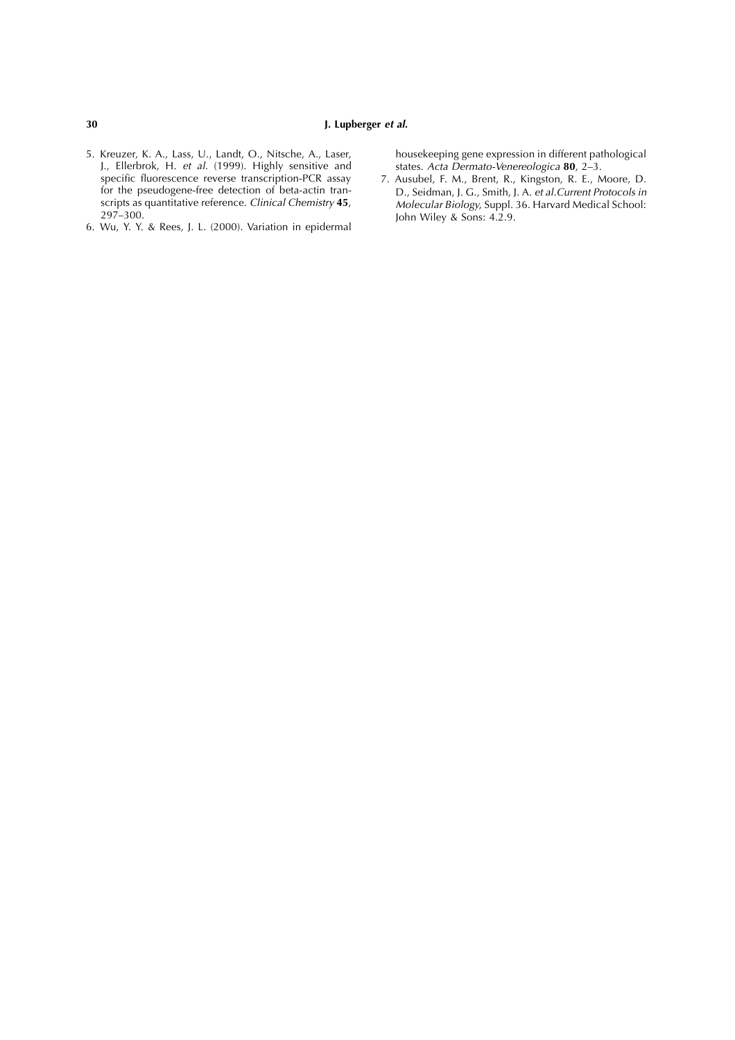5. Kreuzer, K. A., Lass, U., Landt, O., Nitsche, A., Laser, J., Ellerbrok, H. *et al*. (1999). Highly sensitive and specific fluorescence reverse transcription-PCR assay for the pseudogene-free detection of beta-actin transcripts as quantitative reference. *Clinical Chemistry* **45**, 297–300.
6. Wu, Y. Y. & Rees, J. L. (2000). Variation in epidermal housekeeping gene expression in different pathological states. *Acta Dermato-Venereologica* **80**, 2–3.
7. Ausubel, F. M., Brent, R., Kingston, R. E., Moore, D. D., Seidman, J. G., Smith, J. A. *et al.Current Protocols in Molecular Biology*, Suppl. 36. Harvard Medical School: John Wiley & Sons: 4.2.9.